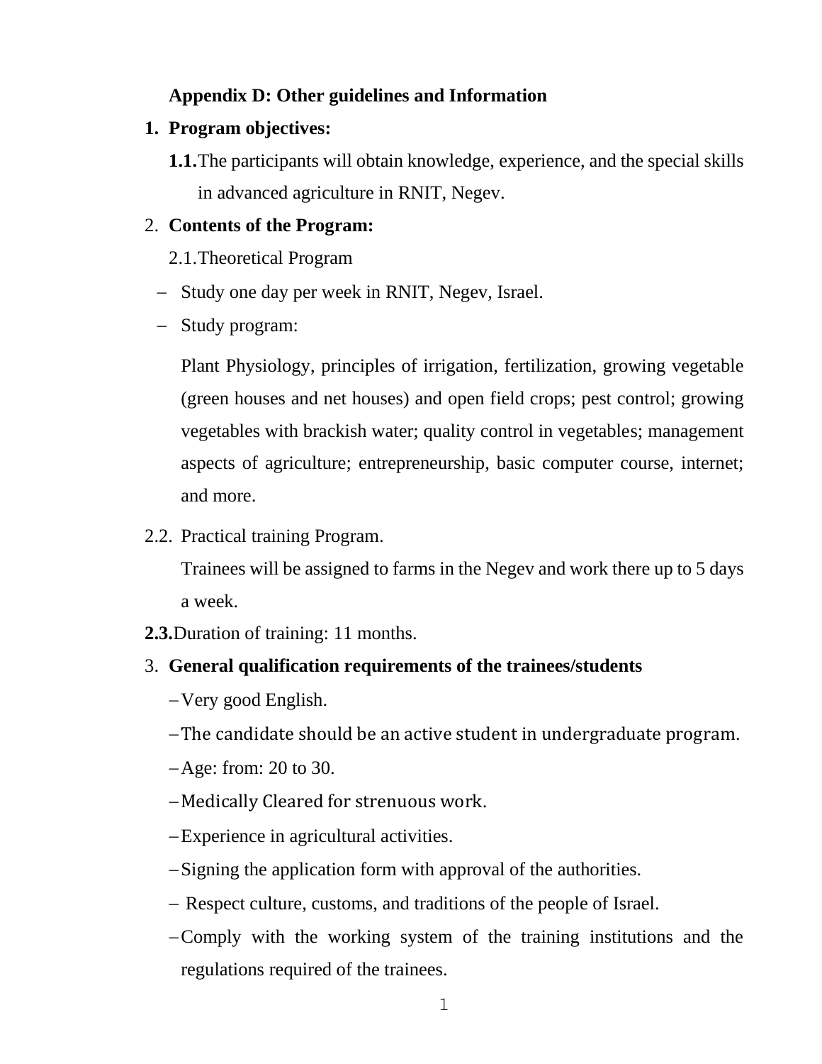**Appendix D: Other guidelines and Information**

1. **Program objectives:**

   **1.1.** The participants will obtain knowledge, experience, and the special skills in advanced agriculture in RNIT, Negev.

2. **Contents of the Program:**

   2.1. Theoretical Program

   - Study one day per week in RNIT, Negev, Israel.
   - Study program:

     Plant Physiology, principles of irrigation, fertilization, growing vegetable (green houses and net houses) and open field crops; pest control; growing vegetables with brackish water; quality control in vegetables; management aspects of agriculture; entrepreneurship, basic computer course, internet; and more.

   2.2. Practical training Program.

   Trainees will be assigned to farms in the Negev and work there up to 5 days a week.

   **2.3.** Duration of training: 11 months.

3. **General qualification requirements of the trainees/students**

   - Very good English.
   - The candidate should be an active student in undergraduate program.
   - Age: from: 20 to 30.
   - Medically Cleared for strenuous work.
   - Experience in agricultural activities.
   - Signing the application form with approval of the authorities.
   - Respect culture, customs, and traditions of the people of Israel.
   - Comply with the working system of the training institutions and the regulations required of the trainees.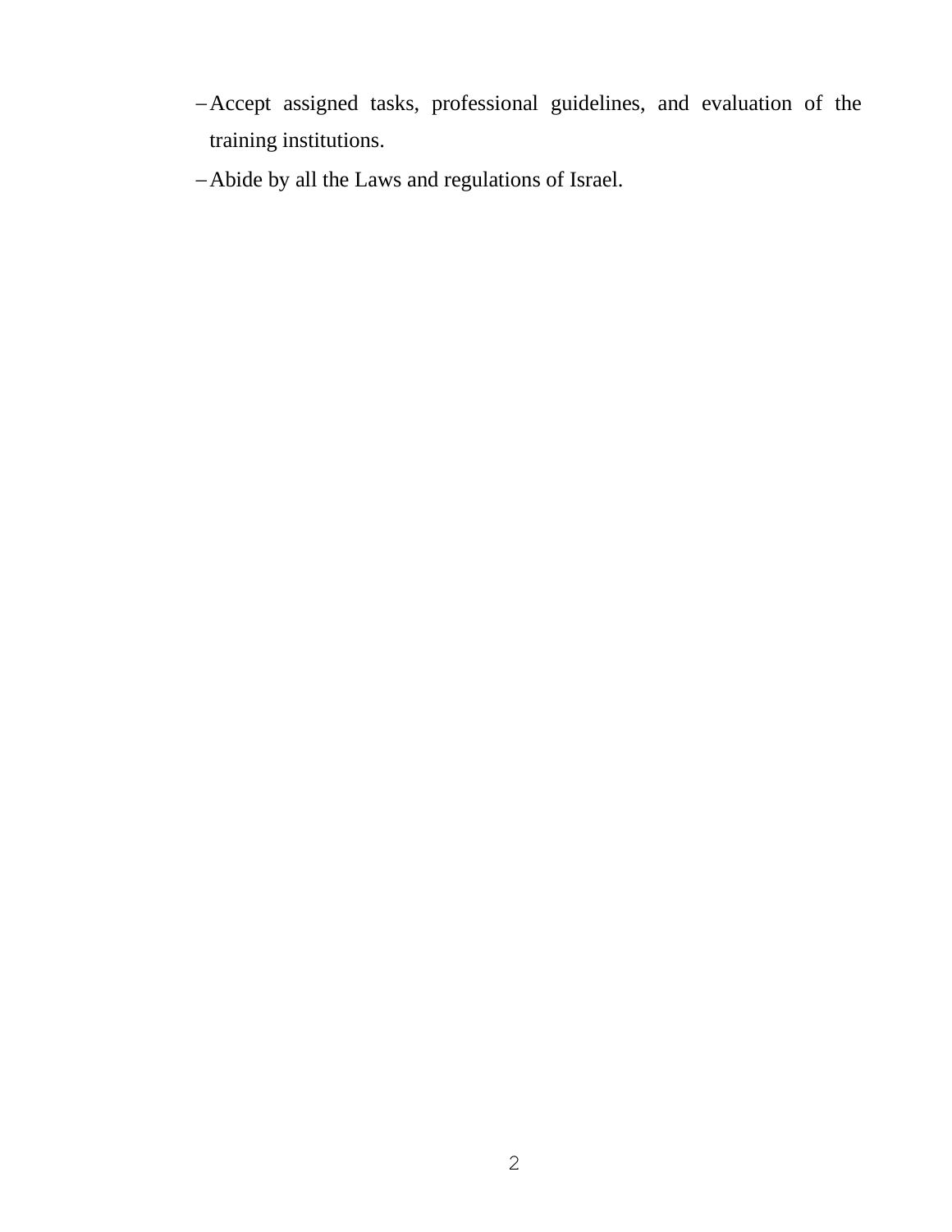- Accept assigned tasks, professional guidelines, and evaluation of the training institutions.
- Abide by all the Laws and regulations of Israel.